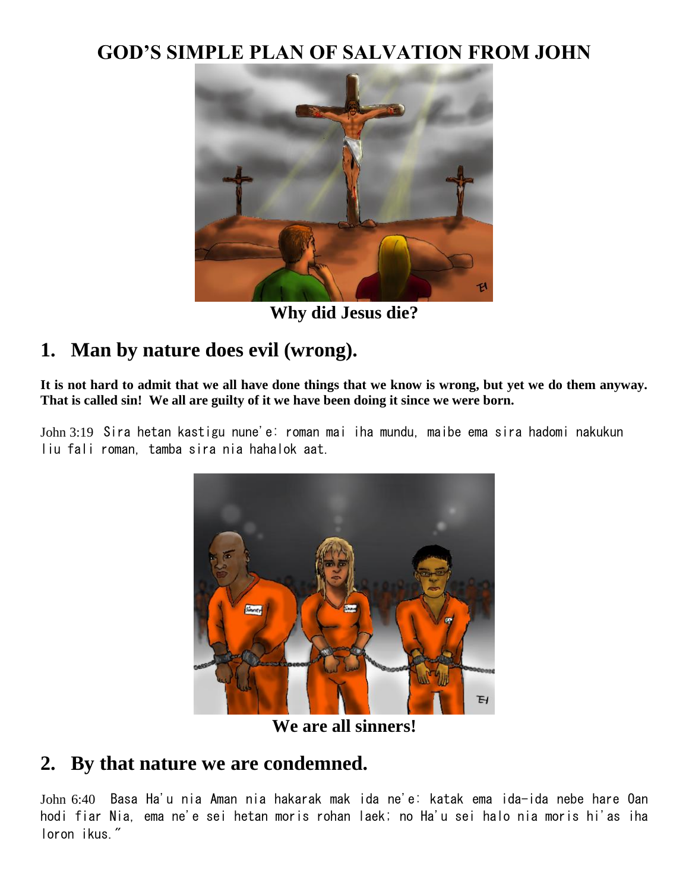# GOD'S SIMPLE PLAN OF SALVATION FROM JOHN

**Why did Jesus die?**

## 1. Man by nature does evil (wrong).

**It is not hard to admit that we all have done things that we know is wrong, but yet we do them anyway. That is called sin! We all are guilty of it we have been doing it since we were born.**

John 3:19 Sira hetan kastigu nune'e: roman mai iha mundu, maibe ema sira hadomi nakukun liu fali roman, tamba sira nia hahalok aat.

**We are all sinners!**

## 2. By that nature we are condemned.

John 6:40 Basa Ha'u nia Aman nia hakarak mak ida ne'e: katak ema ida-ida nebe hare Oan hodi fiar Nia, ema ne'e sei hetan moris rohan laek; no Ha'u sei halo nia moris hi'as iha loron ikus."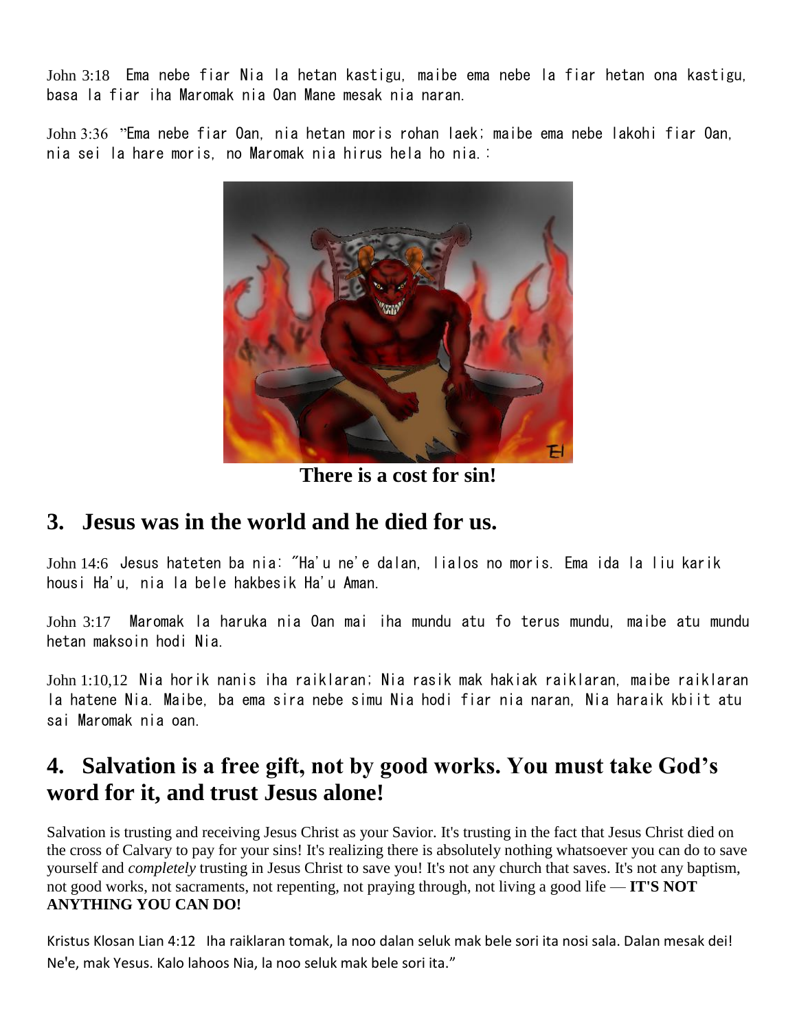John 3:18 Ema nebe fiar Nia la hetan kastigu, maibe ema nebe la fiar hetan ona kastigu, basa la fiar iha Maromak nia Oan Mane mesak nia naran.

John 3:36 "Ema nebe fiar Oan, nia hetan moris rohan laek; maibe ema nebe lakohi fiar Oan, nia sei la hare moris, no Maromak nia hirus hela ho nia.:

**There is a cost for sin!**

## 3. Jesus was in the world and he died for us.

John 14:6 Jesus hateten ba nia: "Ha'u ne'e dalan, lialos no moris. Ema ida la liu karik housi Ha'u, nia la bele hakbesik Ha'u Aman.

John 3:17 Maromak la haruka nia Oan mai iha mundu atu fo terus mundu, maibe atu mundu hetan maksoin hodi Nia.

John 1:10,12 Nia horik nanis iha raiklaran; Nia rasik mak hakiak raiklaran, maibe raiklaran la hatene Nia. Maibe, ba ema sira nebe simu Nia hodi fiar nia naran, Nia haraik kbiit atu sai Maromak nia oan.

## 4. Salvation is a free gift, not by good works. You must take God's word for it, and trust Jesus alone!

Salvation is trusting and receiving Jesus Christ as your Savior. It's trusting in the fact that Jesus Christ died on the cross of Calvary to pay for your sins! It's realizing there is absolutely nothing whatsoever you can do to save yourself and *completely* trusting in Jesus Christ to save you! It's not any church that saves. It's not any baptism, not good works, not sacraments, not repenting, not praying through, not living a good life — **IT'S NOT ANYTHING YOU CAN DO!**

Kristus Klosan Lian 4:12 Iha raiklaran tomak, la noo dalan seluk mak bele sori ita nosi sala. Dalan mesak dei! Ne'e, mak Yesus. Kalo lahoos Nia, la noo seluk mak bele sori ita."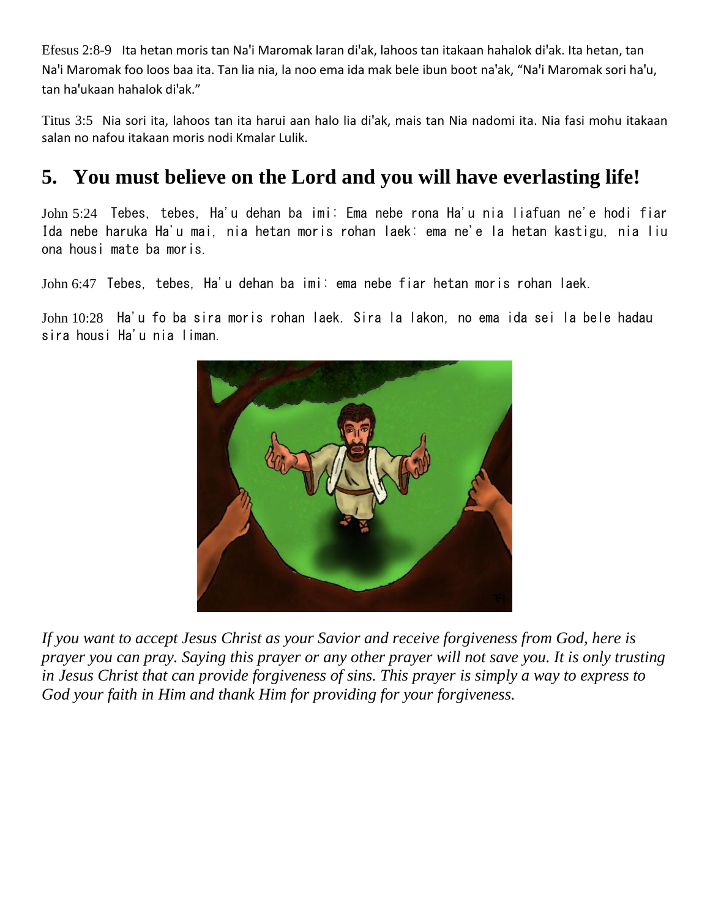Efesus 2:8-9 Ita hetan moris tan Na'i Maromak laran di'ak, lahoos tan itakaan hahalok di'ak. Ita hetan, tan Na'i Maromak foo loos baa ita. Tan lia nia, la noo ema ida mak bele ibun boot na'ak, “Na'i Maromak sori ha'u, tan ha'ukaan hahalok di'ak.”

Titus 3:5 Nia sori ita, lahoos tan ita harui aan halo lia di'ak, mais tan Nia nadomi ita. Nia fasi mohu itakaan salan no nafou itakaan moris nodi Kmalar Lulik.

## 5. You must believe on the Lord and you will have everlasting life!

John 5:24 Tebes, tebes, Ha'u dehan ba imi: Ema nebe rona Ha'u nia liafuan ne'e hodi fiar Ida nebe haruka Ha'u mai, nia hetan moris rohan laek: ema ne'e la hetan kastigu, nia liu ona housi mate ba moris.

John 6:47 Tebes, tebes, Ha'u dehan ba imi: ema nebe fiar hetan moris rohan laek.

John 10:28 Ha'u fo ba sira moris rohan laek. Sira la lakon, no ema ida sei la bele hadau sira housi Ha'u nia liman.

*If you want to accept Jesus Christ as your Savior and receive forgiveness from God, here is prayer you can pray. Saying this prayer or any other prayer will not save you. It is only trusting in Jesus Christ that can provide forgiveness of sins. This prayer is simply a way to express to God your faith in Him and thank Him for providing for your forgiveness.*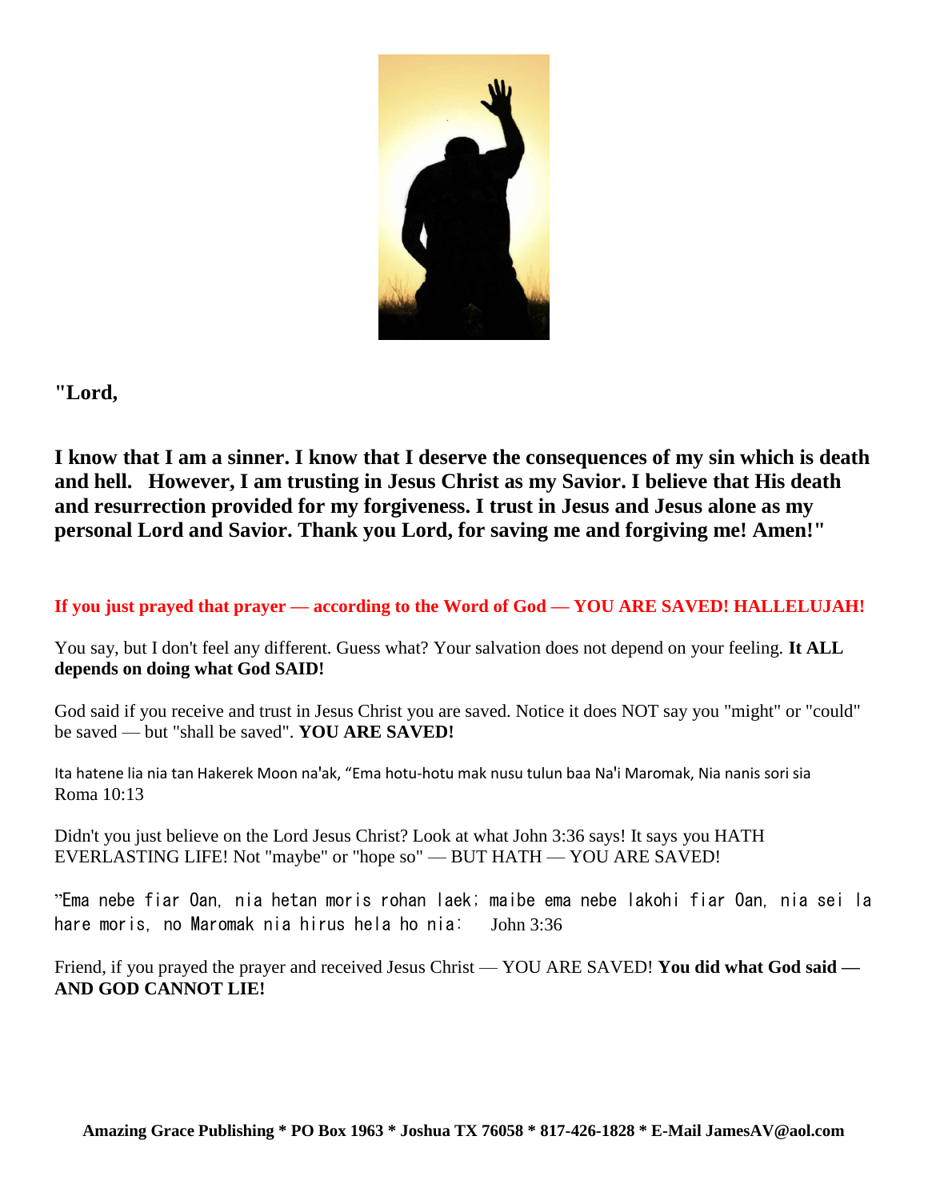**"Lord,**

**I know that I am a sinner. I know that I deserve the consequences of my sin which is death and hell. However, I am trusting in Jesus Christ as my Savior. I believe that His death and resurrection provided for my forgiveness. I trust in Jesus and Jesus alone as my personal Lord and Savior. Thank you Lord, for saving me and forgiving me! Amen!"**

**If you just prayed that prayer — according to the Word of God — YOU ARE SAVED! HALLELUJAH!**

You say, but I don't feel any different. Guess what? Your salvation does not depend on your feeling. **It ALL depends on doing what God SAID!**

God said if you receive and trust in Jesus Christ you are saved. Notice it does NOT say you "might" or "could" be saved — but "shall be saved". **YOU ARE SAVED!**

Ita hatene lia nia tan Hakerek Moon na'ak, "Ema hotu-hotu mak nusu tulun baa Na'i Maromak, Nia nanis sori sia
Roma 10:13

Didn't you just believe on the Lord Jesus Christ? Look at what John 3:36 says! It says you HATH EVERLASTING LIFE! Not "maybe" or "hope so" — BUT HATH — YOU ARE SAVED!

"Ema nebe fiar Oan, nia hetan moris rohan laek; maibe ema nebe lakohi fiar Oan, nia sei la hare moris, no Maromak nia hirus hela ho nia: John 3:36

Friend, if you prayed the prayer and received Jesus Christ — YOU ARE SAVED! **You did what God said — AND GOD CANNOT LIE!**

**Amazing Grace Publishing * PO Box 1963 * Joshua TX 76058 * 817-426-1828 * E-Mail JamesAV@aol.com**